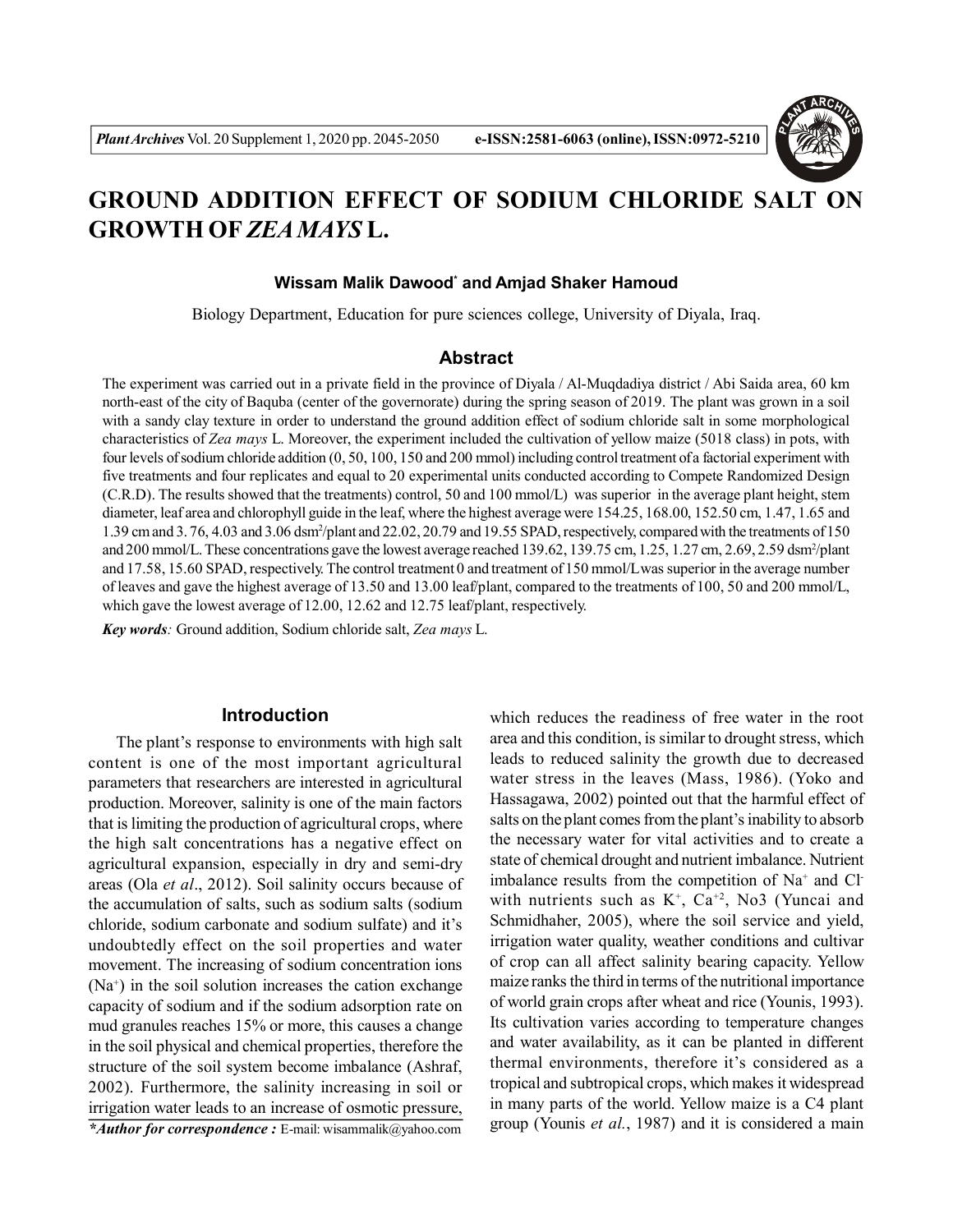# GROUND ADDITION EFFECT OF SODIUM CHLORIDE SALT ON GROWTH OF *ZEA MAYS* L.

**Wissam Malik Dawood*** **and Amjad Shaker Hamoud**

Biology Department, Education for pure sciences college, University of Diyala, Iraq.

## Abstract

The experiment was carried out in a private field in the province of Diyala / Al-Muqdadiya district / Abi Saida area, 60 km north-east of the city of Baquba (center of the governorate) during the spring season of 2019. The plant was grown in a soil with a sandy clay texture in order to understand the ground addition effect of sodium chloride salt in some morphological characteristics of *Zea mays* L. Moreover, the experiment included the cultivation of yellow maize (5018 class) in pots, with four levels of sodium chloride addition (0, 50, 100, 150 and 200 mmol) including control treatment of a factorial experiment with five treatments and four replicates and equal to 20 experimental units conducted according to Compete Randomized Design (C.R.D). The results showed that the treatments) control, 50 and 100 mmol/L) was superior in the average plant height, stem diameter, leaf area and chlorophyll guide in the leaf, where the highest average were 154.25, 168.00, 152.50 cm, 1.47, 1.65 and 1.39 cm and 3. 76, 4.03 and 3.06 $dsm^2$/plant and 22.02, 20.79 and 19.55 SPAD, respectively, compared with the treatments of 150 and 200 mmol/L. These concentrations gave the lowest average reached 139.62, 139.75 cm, 1.25, 1.27 cm, 2.69, 2.59 $dsm^2$/plant and 17.58, 15.60 SPAD, respectively. The control treatment 0 and treatment of 150 mmol/L was superior in the average number of leaves and gave the highest average of 13.50 and 13.00 leaf/plant, compared to the treatments of 100, 50 and 200 mmol/L, which gave the lowest average of 12.00, 12.62 and 12.75 leaf/plant, respectively.

***Key words:*** Ground addition, Sodium chloride salt, *Zea mays* L.

## Introduction

The plant's response to environments with high salt content is one of the most important agricultural parameters that researchers are interested in agricultural production. Moreover, salinity is one of the main factors that is limiting the production of agricultural crops, where the high salt concentrations has a negative effect on agricultural expansion, especially in dry and semi-dry areas (Ola *et al*., 2012). Soil salinity occurs because of the accumulation of salts, such as sodium salts (sodium chloride, sodium carbonate and sodium sulfate) and it's undoubtedly effect on the soil properties and water movement. The increasing of sodium concentration ions ($Na^+$) in the soil solution increases the cation exchange capacity of sodium and if the sodium adsorption rate on mud granules reaches 15% or more, this causes a change in the soil physical and chemical properties, therefore the structure of the soil system become imbalance (Ashraf, 2002). Furthermore, the salinity increasing in soil or irrigation water leads to an increase of osmotic pressure, which reduces the readiness of free water in the root area and this condition, is similar to drought stress, which leads to reduced salinity the growth due to decreased water stress in the leaves (Mass, 1986). (Yoko and Hassagawa, 2002) pointed out that the harmful effect of salts on the plant comes from the plant's inability to absorb the necessary water for vital activities and to create a state of chemical drought and nutrient imbalance. Nutrient imbalance results from the competition of $Na^+$ and $Cl^-$ with nutrients such as $K^+$, $Ca^{+2}$, No3 (Yuncai and Schmidhaher, 2005), where the soil service and yield, irrigation water quality, weather conditions and cultivar of crop can all affect salinity bearing capacity. Yellow maize ranks the third in terms of the nutritional importance of world grain crops after wheat and rice (Younis, 1993). Its cultivation varies according to temperature changes and water availability, as it can be planted in different thermal environments, therefore it's considered as a tropical and subtropical crops, which makes it widespread in many parts of the world. Yellow maize is a C4 plant group (Younis *et al.*, 1987) and it is considered a main

**\*Author for correspondence :** E-mail: wisammalik@yahoo.com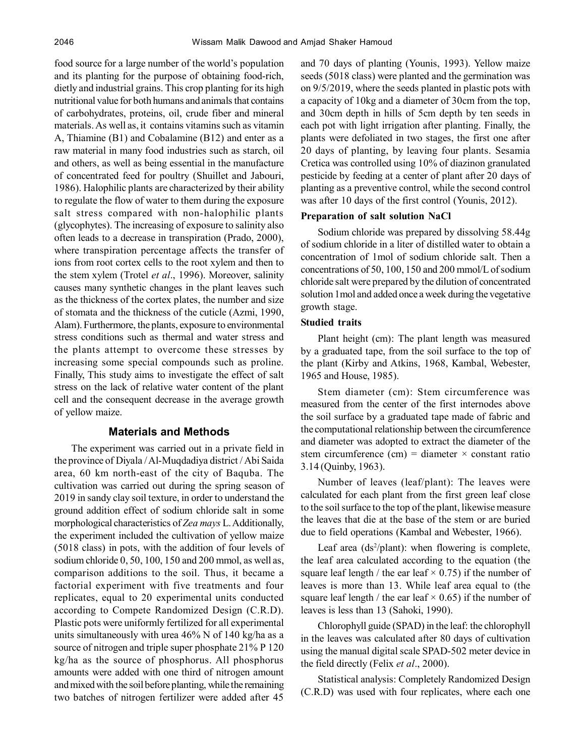food source for a large number of the world's population and its planting for the purpose of obtaining food-rich, dietly and industrial grains. This crop planting for its high nutritional value for both humans and animals that contains of carbohydrates, proteins, oil, crude fiber and mineral materials. As well as, it contains vitamins such as vitamin A, Thiamine (B1) and Cobalamine (B12) and enter as a raw material in many food industries such as starch, oil and others, as well as being essential in the manufacture of concentrated feed for poultry (Shuillet and Jabouri, 1986). Halophilic plants are characterized by their ability to regulate the flow of water to them during the exposure salt stress compared with non-halophilic plants (glycophytes). The increasing of exposure to salinity also often leads to a decrease in transpiration (Prado, 2000), where transpiration percentage affects the transfer of ions from root cortex cells to the root xylem and then to the stem xylem (Trotel *et al*., 1996). Moreover, salinity causes many synthetic changes in the plant leaves such as the thickness of the cortex plates, the number and size of stomata and the thickness of the cuticle (Azmi, 1990, Alam). Furthermore, the plants, exposure to environmental stress conditions such as thermal and water stress and the plants attempt to overcome these stresses by increasing some special compounds such as proline. Finally, This study aims to investigate the effect of salt stress on the lack of relative water content of the plant cell and the consequent decrease in the average growth of yellow maize.

## Materials and Methods

The experiment was carried out in a private field in the province of Diyala / Al-Muqdadiya district / Abi Saida area, 60 km north-east of the city of Baquba. The cultivation was carried out during the spring season of 2019 in sandy clay soil texture, in order to understand the ground addition effect of sodium chloride salt in some morphological characteristics of *Zea mays* L. Additionally, the experiment included the cultivation of yellow maize (5018 class) in pots, with the addition of four levels of sodium chloride 0, 50, 100, 150 and 200 mmol, as well as, comparison additions to the soil. Thus, it became a factorial experiment with five treatments and four replicates, equal to 20 experimental units conducted according to Compete Randomized Design (C.R.D). Plastic pots were uniformly fertilized for all experimental units simultaneously with urea 46% N of 140 kg/ha as a source of nitrogen and triple super phosphate 21% P 120 kg/ha as the source of phosphorus. All phosphorus amounts were added with one third of nitrogen amount and mixed with the soil before planting, while the remaining two batches of nitrogen fertilizer were added after 45 and 70 days of planting (Younis, 1993). Yellow maize seeds (5018 class) were planted and the germination was on 9/5/2019, where the seeds planted in plastic pots with a capacity of 10kg and a diameter of 30cm from the top, and 30cm depth in hills of 5cm depth by ten seeds in each pot with light irrigation after planting. Finally, the plants were defoliated in two stages, the first one after 20 days of planting, by leaving four plants. Sesamia Cretica was controlled using 10% of diazinon granulated pesticide by feeding at a center of plant after 20 days of planting as a preventive control, while the second control was after 10 days of the first control (Younis, 2012).

### Preparation of salt solution NaCl

Sodium chloride was prepared by dissolving 58.44g of sodium chloride in a liter of distilled water to obtain a concentration of 1mol of sodium chloride salt. Then a concentrations of 50, 100, 150 and 200 mmol/L of sodium chloride salt were prepared by the dilution of concentrated solution 1mol and added once a week during the vegetative growth stage.

### Studied traits

Plant height (cm): The plant length was measured by a graduated tape, from the soil surface to the top of the plant (Kirby and Atkins, 1968, Kambal, Webester, 1965 and House, 1985).

Stem diameter (cm): Stem circumference was measured from the center of the first internodes above the soil surface by a graduated tape made of fabric and the computational relationship between the circumference and diameter was adopted to extract the diameter of the stem circumference (cm) = diameter × constant ratio 3.14 (Quinby, 1963).

Number of leaves (leaf/plant): The leaves were calculated for each plant from the first green leaf close to the soil surface to the top of the plant, likewise measure the leaves that die at the base of the stem or are buried due to field operations (Kambal and Webester, 1966).

Leaf area ($ds^2$/plant): when flowering is complete, the leaf area calculated according to the equation (the square leaf length / the ear leaf × 0.75) if the number of leaves is more than 13. While leaf area equal to (the square leaf length / the ear leaf × 0.65) if the number of leaves is less than 13 (Sahoki, 1990).

Chlorophyll guide (SPAD) in the leaf: the chlorophyll in the leaves was calculated after 80 days of cultivation using the manual digital scale SPAD-502 meter device in the field directly (Felix *et al*., 2000).

Statistical analysis: Completely Randomized Design (C.R.D) was used with four replicates, where each one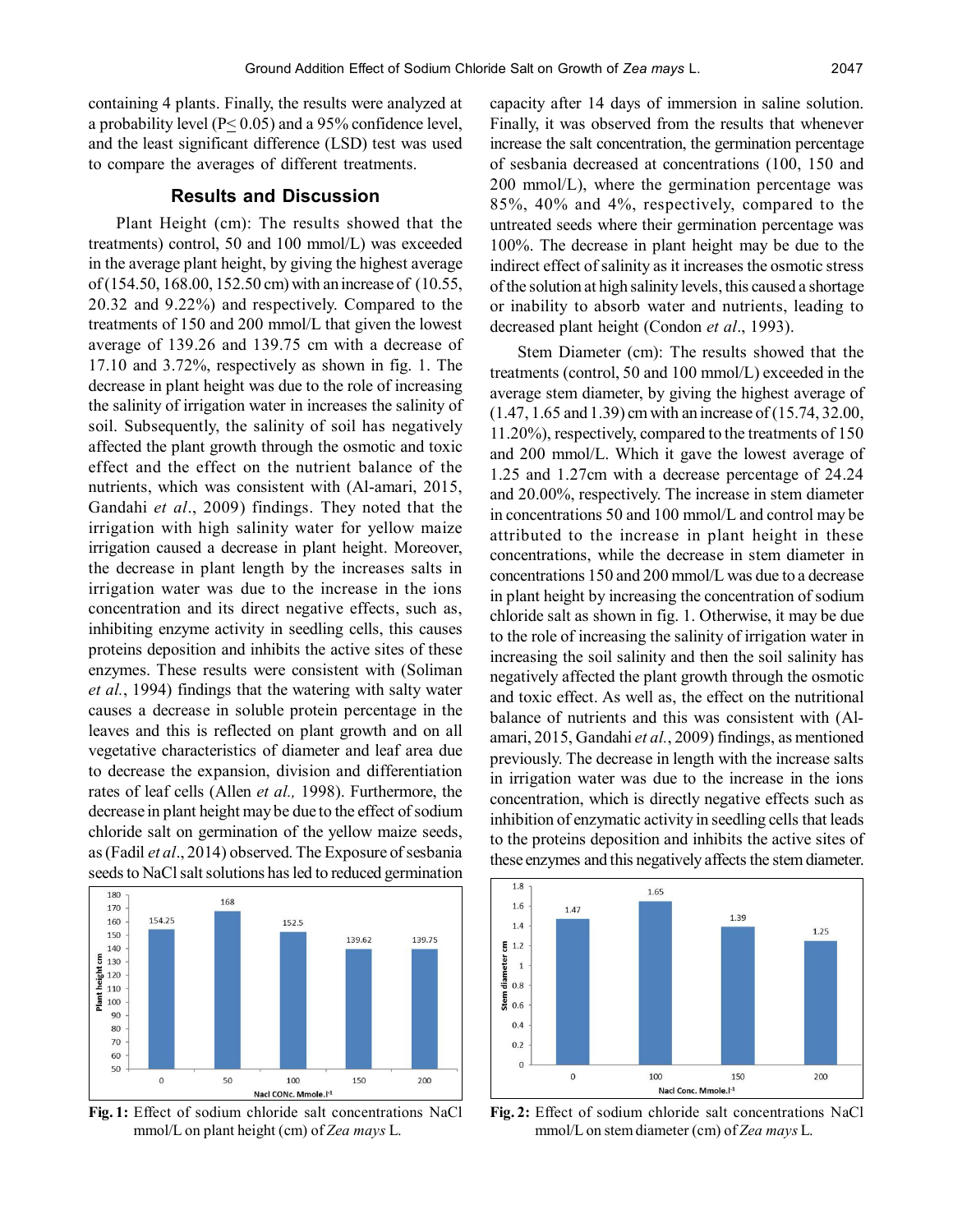containing 4 plants. Finally, the results were analyzed at a probability level ($P \leq 0.05$) and a 95% confidence level, and the least significant difference (LSD) test was used to compare the averages of different treatments.

## Results and Discussion

Plant Height (cm): The results showed that the treatments) control, 50 and 100 mmol/L) was exceeded in the average plant height, by giving the highest average of (154.50, 168.00, 152.50 cm) with an increase of (10.55, 20.32 and 9.22%) and respectively. Compared to the treatments of 150 and 200 mmol/L that given the lowest average of 139.26 and 139.75 cm with a decrease of 17.10 and 3.72%, respectively as shown in fig. 1. The decrease in plant height was due to the role of increasing the salinity of irrigation water in increases the salinity of soil. Subsequently, the salinity of soil has negatively affected the plant growth through the osmotic and toxic effect and the effect on the nutrient balance of the nutrients, which was consistent with (Al-amari, 2015, Gandahi *et al*., 2009) findings. They noted that the irrigation with high salinity water for yellow maize irrigation caused a decrease in plant height. Moreover, the decrease in plant length by the increases salts in irrigation water was due to the increase in the ions concentration and its direct negative effects, such as, inhibiting enzyme activity in seedling cells, this causes proteins deposition and inhibits the active sites of these enzymes. These results were consistent with (Soliman *et al.*, 1994) findings that the watering with salty water causes a decrease in soluble protein percentage in the leaves and this is reflected on plant growth and on all vegetative characteristics of diameter and leaf area due to decrease the expansion, division and differentiation rates of leaf cells (Allen *et al.,* 1998). Furthermore, the decrease in plant height may be due to the effect of sodium chloride salt on germination of the yellow maize seeds, as (Fadil *et al*., 2014) observed. The Exposure of sesbania seeds to NaCl salt solutions has led to reduced germination capacity after 14 days of immersion in saline solution. Finally, it was observed from the results that whenever increase the salt concentration, the germination percentage of sesbania decreased at concentrations (100, 150 and 200 mmol/L), where the germination percentage was 85%, 40% and 4%, respectively, compared to the untreated seeds where their germination percentage was 100%. The decrease in plant height may be due to the indirect effect of salinity as it increases the osmotic stress of the solution at high salinity levels, this caused a shortage or inability to absorb water and nutrients, leading to decreased plant height (Condon *et al*., 1993).

Fig. 1: Effect of sodium chloride salt concentrations NaCl mmol/L on plant height (cm) of *Zea mays* L.

Stem Diameter (cm): The results showed that the treatments (control, 50 and 100 mmol/L) exceeded in the average stem diameter, by giving the highest average of (1.47, 1.65 and 1.39) cm with an increase of (15.74, 32.00, 11.20%), respectively, compared to the treatments of 150 and 200 mmol/L. Which it gave the lowest average of 1.25 and 1.27cm with a decrease percentage of 24.24 and 20.00%, respectively. The increase in stem diameter in concentrations 50 and 100 mmol/L and control may be attributed to the increase in plant height in these concentrations, while the decrease in stem diameter in concentrations 150 and 200 mmol/L was due to a decrease in plant height by increasing the concentration of sodium chloride salt as shown in fig. 1. Otherwise, it may be due to the role of increasing the salinity of irrigation water in increasing the soil salinity and then the soil salinity has negatively affected the plant growth through the osmotic and toxic effect. As well as, the effect on the nutritional balance of nutrients and this was consistent with (Al-amari, 2015, Gandahi *et al.*, 2009) findings, as mentioned previously. The decrease in length with the increase salts in irrigation water was due to the increase in the ions concentration, which is directly negative effects such as inhibition of enzymatic activity in seedling cells that leads to the proteins deposition and inhibits the active sites of these enzymes and this negatively affects the stem diameter.

Fig. 2: Effect of sodium chloride salt concentrations NaCl mmol/L on stem diameter (cm) of *Zea mays* L.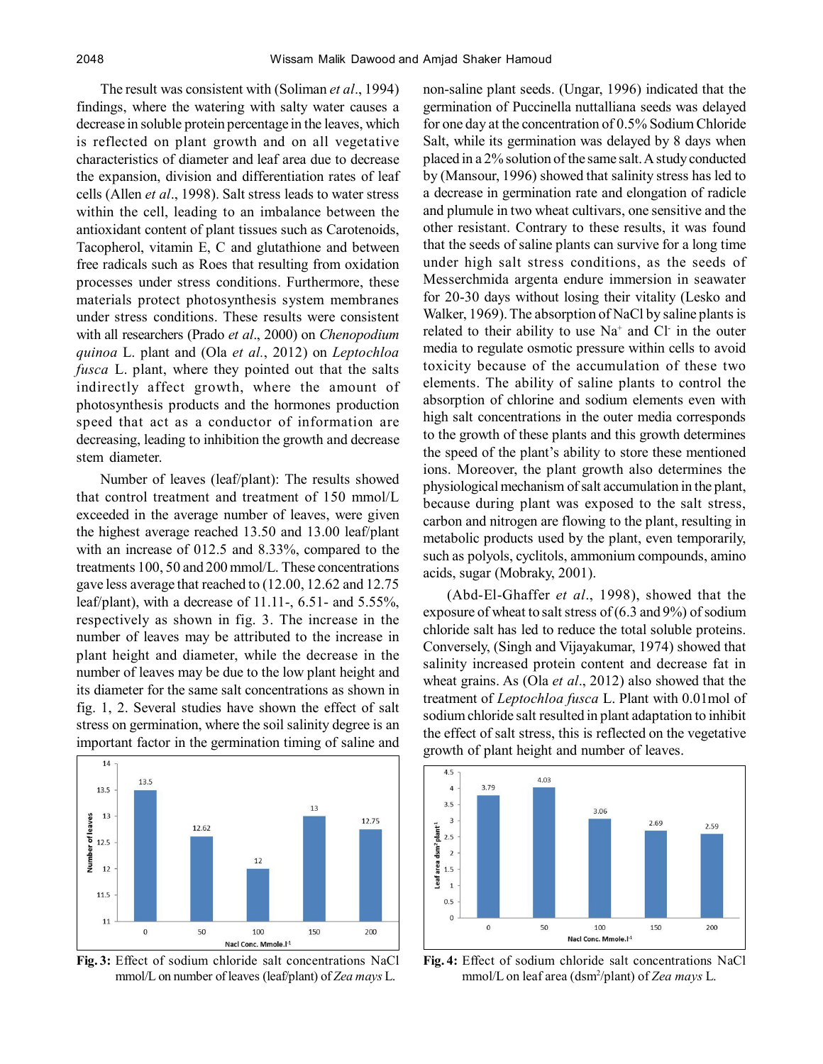The result was consistent with (Soliman *et al*., 1994) findings, where the watering with salty water causes a decrease in soluble protein percentage in the leaves, which is reflected on plant growth and on all vegetative characteristics of diameter and leaf area due to decrease the expansion, division and differentiation rates of leaf cells (Allen *et al*., 1998). Salt stress leads to water stress within the cell, leading to an imbalance between the antioxidant content of plant tissues such as Carotenoids, Tacopherol, vitamin E, C and glutathione and between free radicals such as Roes that resulting from oxidation processes under stress conditions. Furthermore, these materials protect photosynthesis system membranes under stress conditions. These results were consistent with all researchers (Prado *et al*., 2000) on *Chenopodium quinoa* L. plant and (Ola *et al.*, 2012) on *Leptochloa fusca* L. plant, where they pointed out that the salts indirectly affect growth, where the amount of photosynthesis products and the hormones production speed that act as a conductor of information are decreasing, leading to inhibition the growth and decrease stem diameter.

Number of leaves (leaf/plant): The results showed that control treatment and treatment of 150 mmol/L exceeded in the average number of leaves, were given the highest average reached 13.50 and 13.00 leaf/plant with an increase of 012.5 and 8.33%, compared to the treatments 100, 50 and 200 mmol/L. These concentrations gave less average that reached to (12.00, 12.62 and 12.75 leaf/plant), with a decrease of 11.11-, 6.51- and 5.55%, respectively as shown in fig. 3. The increase in the number of leaves may be attributed to the increase in plant height and diameter, while the decrease in the number of leaves may be due to the low plant height and its diameter for the same salt concentrations as shown in fig. 1, 2. Several studies have shown the effect of salt stress on germination, where the soil salinity degree is an important factor in the germination timing of saline and non-saline plant seeds. (Ungar, 1996) indicated that the germination of Puccinella nuttalliana seeds was delayed for one day at the concentration of 0.5% Sodium Chloride Salt, while its germination was delayed by 8 days when placed in a 2% solution of the same salt. A study conducted by (Mansour, 1996) showed that salinity stress has led to a decrease in germination rate and elongation of radicle and plumule in two wheat cultivars, one sensitive and the other resistant. Contrary to these results, it was found that the seeds of saline plants can survive for a long time under high salt stress conditions, as the seeds of Messerchmida argenta endure immersion in seawater for 20-30 days without losing their vitality (Lesko and Walker, 1969). The absorption of NaCl by saline plants is related to their ability to use $Na^+$ and $Cl^-$ in the outer media to regulate osmotic pressure within cells to avoid toxicity because of the accumulation of these two elements. The ability of saline plants to control the absorption of chlorine and sodium elements even with high salt concentrations in the outer media corresponds to the growth of these plants and this growth determines the speed of the plant's ability to store these mentioned ions. Moreover, the plant growth also determines the physiological mechanism of salt accumulation in the plant, because during plant was exposed to the salt stress, carbon and nitrogen are flowing to the plant, resulting in metabolic products used by the plant, even temporarily, such as polyols, cyclitols, ammonium compounds, amino acids, sugar (Mobraky, 2001).

(Abd-El-Ghaffer *et al*., 1998), showed that the exposure of wheat to salt stress of (6.3 and 9%) of sodium chloride salt has led to reduce the total soluble proteins. Conversely, (Singh and Vijayakumar, 1974) showed that salinity increased protein content and decrease fat in wheat grains. As (Ola *et al*., 2012) also showed that the treatment of *Leptochloa fusca* L. Plant with 0.01mol of sodium chloride salt resulted in plant adaptation to inhibit the effect of salt stress, this is reflected on the vegetative growth of plant height and number of leaves.

| Nacl Conc. Mmole.l$^{-1}$ | 0 | 50 | 100 | 150 | 200 |
|---|---|---|---|---|---|
| Number of leaves | 13.5 | 12.62 | 12 | 13 | 12.75 |

**Fig. 3:** Effect of sodium chloride salt concentrations NaCl mmol/L on number of leaves (leaf/plant) of *Zea mays* L.

| Nacl Conc. Mmole.l$^{-1}$ | 0 | 50 | 100 | 150 | 200 |
|---|---|---|---|---|---|
| Leaf area dsm$^2$ plant$^{-1}$ | 3.79 | 4.03 | 3.06 | 2.69 | 2.59 |

**Fig. 4:** Effect of sodium chloride salt concentrations NaCl mmol/L on leaf area (dsm$^2$/plant) of *Zea mays* L.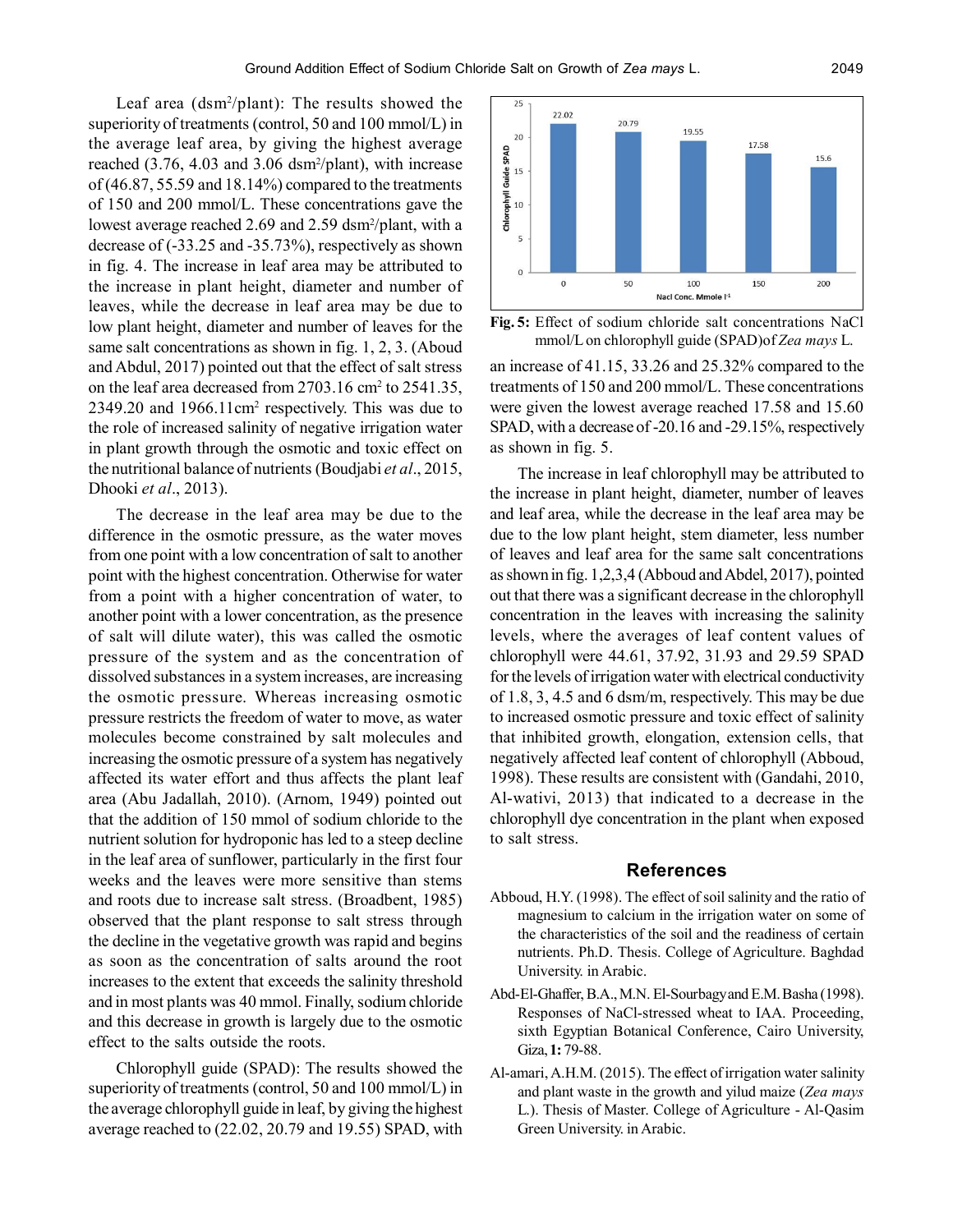Leaf area (dsm$^2$/plant): The results showed the superiority of treatments (control, 50 and 100 mmol/L) in the average leaf area, by giving the highest average reached (3.76, 4.03 and 3.06 dsm$^2$/plant), with increase of (46.87, 55.59 and 18.14%) compared to the treatments of 150 and 200 mmol/L. These concentrations gave the lowest average reached 2.69 and 2.59 dsm$^2$/plant, with a decrease of (-33.25 and -35.73%), respectively as shown in fig. 4. The increase in leaf area may be attributed to the increase in plant height, diameter and number of leaves, while the decrease in leaf area may be due to the low plant height, diameter and number of leaves for the same salt concentrations as shown in fig. 1, 2, 3. (Aboud and Abdul, 2017) pointed out that the effect of salt stress on the leaf area decreased from 2703.16 cm$^2$ to 2541.35, 2349.20 and 1966.11cm$^2$ respectively. This was due to the role of increased salinity of negative irrigation water in plant growth through the osmotic and toxic effect on the nutritional balance of nutrients (Boudjabi *et al*., 2015, Dhooki *et al*., 2013).

The decrease in the leaf area may be due to the difference in the osmotic pressure, as the water moves from one point with a low concentration of salt to another point with the highest concentration. Otherwise for water from a point with a higher concentration of water, to another point with a lower concentration, as the presence of salt will dilute water), this was called the osmotic pressure of the system and as the concentration of dissolved substances in a system increases, are increasing the osmotic pressure. Whereas increasing osmotic pressure restricts the freedom of water to move, as water molecules become constrained by salt molecules and increasing the osmotic pressure of a system has negatively affected its water effort and thus affects the plant leaf area (Abu Jadallah, 2010). (Arnom, 1949) pointed out that the addition of 150 mmol of sodium chloride to the nutrient solution for hydroponic has led to a steep decline in the leaf area of sunflower, particularly in the first four weeks and the leaves were more sensitive than stems and roots due to increase salt stress. (Broadbent, 1985) observed that the plant response to salt stress through the decline in the vegetative growth was rapid and begins as soon as the concentration of salts around the root increases to the extent that exceeds the salinity threshold and in most plants was 40 mmol. Finally, sodium chloride and this decrease in growth is largely due to the osmotic effect to the salts outside the roots.

Chlorophyll guide (SPAD): The results showed the superiority of treatments (control, 50 and 100 mmol/L) in the average chlorophyll guide in leaf, by giving the highest average reached to (22.02, 20.79 and 19.55) SPAD, with an increase of 41.15, 33.26 and 25.32% compared to the treatments of 150 and 200 mmol/L. These concentrations were given the lowest average reached 17.58 and 15.60 SPAD, with a decrease of -20.16 and -29.15%, respectively as shown in fig. 5.

| NaCl Conc. Mmole l$^{-1}$ | 0 | 50 | 100 | 150 | 200 |
|---|---|---|---|---|---|
| Chlorophyll Guide SPAD | 22.02 | 20.79 | 19.55 | 17.58 | 15.6 |

**Fig. 5:** Effect of sodium chloride salt concentrations NaCl mmol/L on chlorophyll guide (SPAD)of *Zea mays* L.

The increase in leaf chlorophyll may be attributed to the increase in plant height, diameter, number of leaves and leaf area, while the decrease in the leaf area may be due to the low plant height, stem diameter, less number of leaves and leaf area for the same salt concentrations as shown in fig. 1,2,3,4 (Abboud and Abdel, 2017), pointed out that there was a significant decrease in the chlorophyll concentration in the leaves with increasing the salinity levels, where the averages of leaf content values of chlorophyll were 44.61, 37.92, 31.93 and 29.59 SPAD for the levels of irrigation water with electrical conductivity of 1.8, 3, 4.5 and 6 dsm/m, respectively. This may be due to increased osmotic pressure and toxic effect of salinity that inhibited growth, elongation, extension cells, that negatively affected leaf content of chlorophyll (Abboud, 1998). These results are consistent with (Gandahi, 2010, Al-wativi, 2013) that indicated to a decrease in the chlorophyll dye concentration in the plant when exposed to salt stress.

## References

Abboud, H.Y. (1998). The effect of soil salinity and the ratio of magnesium to calcium in the irrigation water on some of the characteristics of the soil and the readiness of certain nutrients. Ph.D. Thesis. College of Agriculture. Baghdad University. in Arabic.

Abd-El-Ghaffer, B.A., M.N. El-Sourbagy and E.M. Basha (1998). Responses of NaCl-stressed wheat to IAA. Proceeding, sixth Egyptian Botanical Conference, Cairo University, Giza, **1:** 79-88.

Al-amari, A.H.M. (2015). The effect of irrigation water salinity and plant waste in the growth and yilud maize (*Zea mays* L.). Thesis of Master. College of Agriculture - Al-Qasim Green University. in Arabic.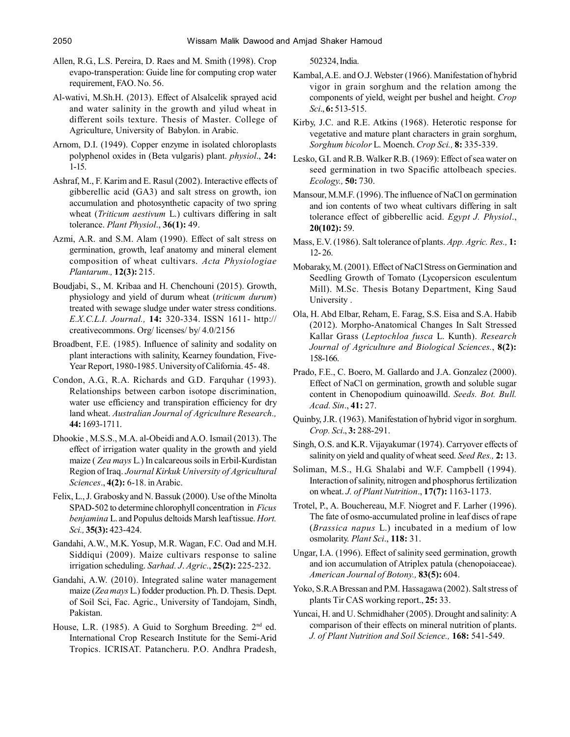Allen, R.G., L.S. Pereira, D. Raes and M. Smith (1998). Crop evapo-transperation: Guide line for computing crop water requirement, FAO. No. 56.

Al-wativi, M.Sh.H. (2013). Effect of Alsalcelik sprayed acid and water salinity in the growth and yilud wheat in different soils texture. Thesis of Master. College of Agriculture, University of Babylon. in Arabic.

Arnom, D.I. (1949). Copper enzyme in isolated chloroplasts polyphenol oxides in (Beta vulgaris) plant. *physiol*., **24:** 1-15.

Ashraf, M., F. Karim and E. Rasul (2002). Interactive effects of gibberellic acid (GA3) and salt stress on growth, ion accumulation and photosynthetic capacity of two spring wheat (*Triticum aestivum* L.) cultivars differing in salt tolerance. *Plant Physiol*., **36(1):** 49.

Azmi, A.R. and S.M. Alam (1990). Effect of salt stress on germination, growth, leaf anatomy and mineral element composition of wheat cultivars. *Acta Physiologiae Plantarum.,* **12(3):** 215.

Boudjabi, S., M. Kribaa and H. Chenchouni (2015). Growth, physiology and yield of durum wheat (*triticum durum*) treated with sewage sludge under water stress conditions. *E.X.C.L.I. Journal.,* **14:** 320-334. ISSN 1611- http:// creativecommons. Org/ licenses/ by/ 4.0/2156

Broadbent, F.E. (1985). Influence of salinity and sodality on plant interactions with salinity, Kearney foundation, Five-Year Report, 1980-1985. University of California. 45- 48.

Condon, A.G., R.A. Richards and G.D. Farquhar (1993). Relationships between carbon isotope discrimination, water use efficiency and transpiration efficiency for dry land wheat. *Australian Journal of Agriculture Research.,* **44:** 1693-1711.

Dhookie , M.S.S., M.A. al-Obeidi and A.O. Ismail (2013). The effect of irrigation water quality in the growth and yield maize ( *Zea mays* L.) In calcareous soils in Erbil-Kurdistan Region of Iraq. *Journal Kirkuk University of Agricultural Sciences*., **4(2):** 6-18. in Arabic.

Felix, L., J. Grabosky and N. Bassuk (2000). Use of the Minolta SPAD-502 to determine chlorophyll concentration in *Ficus benjamina* L. and Populus deltoids Marsh leaf tissue. *Hort. Sci.,* **35(3):** 423-424.

Gandahi, A.W., M.K. Yosup, M.R. Wagan, F.C. Oad and M.H. Siddiqui (2009). Maize cultivars response to saline irrigation scheduling. *Sarhad. J. Agric*., **25(2):** 225-232.

Gandahi, A.W. (2010). Integrated saline water management maize (*Zea mays* L.) fodder production. Ph. D. Thesis. Dept. of Soil Sci, Fac. Agric., University of Tandojam, Sindh, Pakistan.

House, L.R. (1985). A Guid to Sorghum Breeding. 2nd ed. International Crop Research Institute for the Semi-Arid Tropics. ICRISAT. Patancheru. P.O. Andhra Pradesh, 502324, India.

Kambal, A.E. and O.J. Webster (1966). Manifestation of hybrid vigor in grain sorghum and the relation among the components of yield, weight per bushel and height. *Crop Sci*., **6:** 513-515.

Kirby, J.C. and R.E. Atkins (1968). Heterotic response for vegetative and mature plant characters in grain sorghum, *Sorghum bicolor* L. Moench. *Crop Sci.,* **8:** 335-339.

Lesko, G.I. and R.B. Walker R.B. (1969): Effect of sea water on seed germination in two Spacific attolbeach species. *Ecology.,* **50:** 730.

Mansour, M.M.F. (1996). The influence of NaCl on germination and ion contents of two wheat cultivars differing in salt tolerance effect of gibberellic acid. *Egypt J. Physiol*., **20(102):** 59.

Mass, E.V. (1986). Salt tolerance of plants. *App. Agric. Res.,* **1:** 12- 26.

Mobaraky, M. (2001). Effect of NaCl Stress on Germination and Seedling Growth of Tomato (Lycopersicon esculentum Mill). M.Sc. Thesis Botany Department, King Saud University .

Ola, H. Abd Elbar, Reham, E. Farag, S.S. Eisa and S.A. Habib (2012). Morpho-Anatomical Changes In Salt Stressed Kallar Grass (*Leptochloa fusca* L. Kunth). *Research Journal of Agriculture and Biological Sciences.*, **8(2):** 158-166.

Prado, F.E., C. Boero, M. Gallardo and J.A. Gonzalez (2000). Effect of NaCl on germination, growth and soluble sugar content in Chenopodium quinoawilld. *Seeds. Bot. Bull. Acad. Sin*., **41:** 27.

Quinby, J.R. (1963). Manifestation of hybrid vigor in sorghum. *Crop. Sci*., **3:** 288-291.

Singh, O.S. and K.R. Vijayakumar (1974). Carryover effects of salinity on yield and quality of wheat seed. *Seed Res.,* **2:** 13.

Soliman, M.S., H.G. Shalabi and W.F. Campbell (1994). Interaction of salinity, nitrogen and phosphorus fertilization on wheat. *J. of Plant Nutrition*., **17(7):** 1163-1173.

Trotel, P., A. Bouchereau, M.F. Niogret and F. Larher (1996). The fate of osmo-accumulated proline in leaf discs of rape (*Brassica napus* L.) incubated in a medium of low osmolarity. *Plant Sci*., **118:** 31.

Ungar, I.A. (1996). Effect of salinity seed germination, growth and ion accumulation of Atriplex patula (chenopoiaceae). *American Journal of Botony.,* **83(5):** 604.

Yoko, S.R.A Bressan and P.M. Hassagawa (2002). Salt stress of plants Tir CAS working report., **25:** 33.

Yuncai, H. and U. Schmidhaher (2005). Drought and salinity: A comparison of their effects on mineral nutrition of plants. *J. of Plant Nutrition and Soil Science.,* **168:** 541-549.